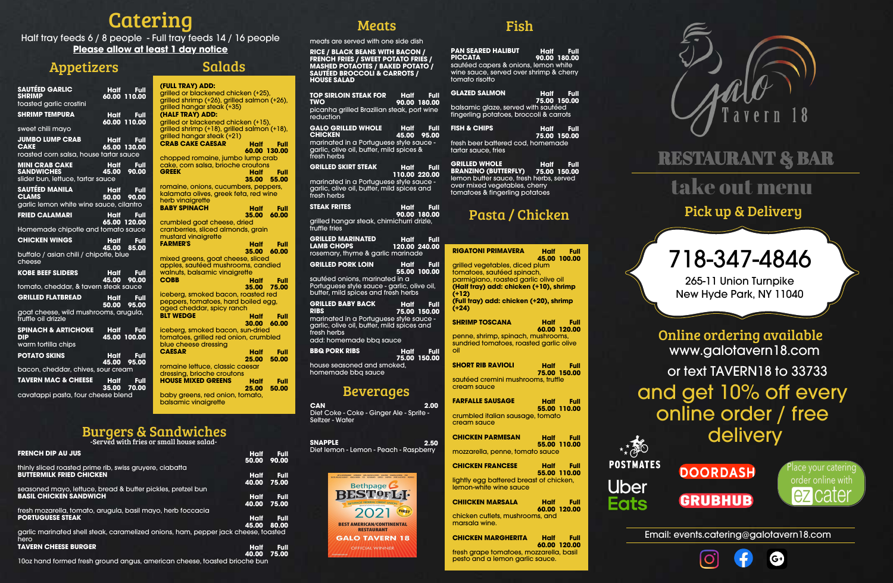# Catering

Half tray feeds 6 / 8 people - Full tray feeds 14 / 16 people

**Please allow at least 1 day notice**

## Appetizers

| Item | Half | Full |
|---|---|---|
| **SAUTÉED GARLIC SHRIMP** toasted garlic crostini | 60.00 | 110.00 |
| **SHRIMP TEMPURA** sweet chili mayo | 60.00 | 110.00 |
| **JUMBO LUMP CRAB CAKE** roasted corn salsa, house tartar sauce | 65.00 | 130.00 |
| **MINI CRAB CAKE SANDWICHES** slider bun, lettuce, tartar sauce | 45.00 | 90.00 |
| **SAUTÉED MANILA CLAMS** garlic lemon white wine sauce, cilantro | 50.00 | 90.00 |
| **FRIED CALAMARI** Homemade chipotle and tomato sauce | 65.00 | 120.00 |
| **CHICKEN WINGS** buffalo / asian chili / chipotle, blue cheese | 45.00 | 85.00 |
| **KOBE BEEF SLIDERS** tomato, cheddar, & tavern steak sauce | 45.00 | 90.00 |
| **GRILLED FLATBREAD** goat cheese, wild mushrooms, arugula, truffle oil drizzle | 50.00 | 95.00 |
| **SPINACH & ARTICHOKE DIP** warm tortilla chips | 45.00 | 100.00 |
| **POTATO SKINS** bacon, cheddar, chives, sour cream | 45.00 | 95.00 |
| **TAVERN MAC & CHEESE** cavatappi pasta, four cheese blend | 35.00 | 70.00 |

## Salads

**(FULL TRAY) ADD:**
grilled or blackened chicken (+25), grilled shrimp (+26), grilled salmon (+26), grilled hangar steak (+35)

**(HALF TRAY) ADD:**
grilled or blackened chicken (+15), grilled shrimp (+18), grilled salmon (+18), grilled hangar steak (+21)

| Item | Half | Full |
|---|---|---|
| **CRAB CAKE CAESAR** chopped romaine, jumbo lump crab cake, corn salsa, brioche croutons | 60.00 | 130.00 |
| **GREEK** romaine, onions, cucumbers, peppers, kalamata olives, greek feta, red wine herb vinaigrette | 35.00 | 55.00 |
| **BABY SPINACH** crumbled goat cheese, dried cranberries, sliced almonds, grain mustard vinaigrette | 35.00 | 60.00 |
| **FARMER'S** mixed greens, goat cheese, sliced apples, sautéed mushrooms, candied walnuts, balsamic vinaigrette | 35.00 | 60.00 |
| **COBB** iceberg, smoked bacon, roasted red peppers, tomatoes, hard boiled egg, aged cheddar, spicy ranch | 35.00 | 75.00 |
| **BLT WEDGE** iceberg, smoked bacon, sun-dried tomatoes, grilled red onion, crumbled blue cheese dressing | 30.00 | 60.00 |
| **CAESAR** romaine lettuce, classic caesar dressing, brioche croutons | 25.00 | 50.00 |
| **HOUSE MIXED GREENS** baby greens, red onion, tomato, balsamic vinaigrette | 25.00 | 50.00 |

## Burgers & Sandwiches

-Served with fries or small house salad-

| Item | Half | Full |
|---|---|---|
| **FRENCH DIP AU JUS** thinly sliced roasted prime rib, swiss gruyere, ciabatta | 50.00 | 90.00 |
| **BUTTERMILK FRIED CHICKEN** seasoned mayo, lettuce, bread & butter pickles, pretzel bun | 40.00 | 75.00 |
| **BASIL CHICKEN SANDWICH** fresh mozarella, tomato, arugula, basil mayo, herb foccacia | 40.00 | 75.00 |
| **PORTUGUESE STEAK** garlic marinated shell steak, caramelized onions, ham, pepper jack cheese, toasted hero | 45.00 | 80.00 |
| **TAVERN CHEESE BURGER** 10oz hand formed fresh ground angus, american cheese, toasted brioche bun | 40.00 | 75.00 |

## Meats

meats are served with one side dish

**RICE / BLACK BEANS WITH BACON / FRENCH FRIES / SWEET POTATO FRIES / MASHED POTATOES / BAKED POTATO / SAUTÉED BROCCOLI & CARROTS / HOUSE SALAD**

| Item | Half | Full |
|---|---|---|
| **TOP SIRLOIN STEAK FOR TWO** picanha grilled Brazilian steak, port wine reduction | 90.00 | 180.00 |
| **GALO GRILLED WHOLE CHICKEN** marinated in a Portuguese style sauce - garlic, olive oil, butter, mild spices & fresh herbs | 45.00 | 95.00 |
| **GRILLED SKIRT STEAK** marinated in a Portuguese style sauce - garlic, olive oil, butter, mild spices and fresh herbs | 110.00 | 220.00 |
| **STEAK FRITES** grilled hangar steak, chimichurri drizle, truffle fries | 90.00 | 180.00 |
| **GRILLED MARINATED LAMB CHOPS** rosemary, thyme & garlic marinade | 120.00 | 240.00 |
| **GRILLED PORK LOIN** sautéed onions, marinated in a Portuguese style sauce - garlic, olive oil, butter, mild spices and fresh herbs | 55.00 | 100.00 |
| **GRILLED BABY BACK RIBS** marinated in a Portuguese style sauce - garlic, olive oil, butter, mild spices and fresh herbs add: homemade bbq sauce | 75.00 | 150.00 |
| **BBQ PORK RIBS** house seasoned and smoked, homemade bbq sauce | 75.00 | 150.00 |

## Beverages

| Item | Price |
|---|---|
| **CAN** Diet Coke - Coke - Ginger Ale - Sprite - Seltzer - Water | 2.00 |
| **SNAPPLE** Diet lemon - Lemon - Peach - Raspberry | 2.50 |

Bethpage Best of LI 2021 — Best American/Continental Restaurant — GALO TAVERN 18 — Official Winner

## Fish

| Item | Half | Full |
|---|---|---|
| **PAN SEARED HALIBUT PICCATA** sautéed capers & onions, lemon white wine sauce, served over shrimp & cherry tomato risotto | 90.00 | 180.00 |
| **GLAZED SALMON** balsamic glaze, served with sautéed fingerling potatoes, broccoli & carrots | 75.00 | 150.00 |
| **FISH & CHIPS** fresh beer battered cod, homemade tartar sauce, fries | 75.00 | 150.00 |
| **GRILLED WHOLE BRANZINO (BUTTERFLY)** lemon butter sauce, fresh herbs, served over mixed vegetables, cherry tomatoes & fingerling potatoes | 75.00 | 150.00 |

## Pasta / Chicken

| Item | Half | Full |
|---|---|---|
| **RIGATONI PRIMAVERA** grilled vegetables, diced plum tomatoes, sautéed spinach, parmigiano, roasted garlic olive oil **(Half tray) add: chicken (+10), shrimp (+12)** **(Full tray) add: chicken (+20), shrimp (+24)** | 45.00 | 100.00 |
| **SHRIMP TOSCANA** penne, shrimp, spinach, mushrooms, sundried tomatoes, roasted garlic olive oil | 60.00 | 120.00 |
| **SHORT RIB RAVIOLI** sautéed cremini mushrooms, truffle cream sauce | 75.00 | 150.00 |
| **FARFALLE SAUSAGE** crumbled italian sausage, tomato cream sauce | 55.00 | 110.00 |
| **CHICKEN PARMESAN** mozzarella, penne, tomato sauce | 55.00 | 110.00 |
| **CHICKEN FRANCESE** lightly egg battered breast of chicken, lemon-white wine sauce | 55.00 | 110.00 |
| **CHIICKEN MARSALA** chicken cutlets, mushrooms, and marsala wine. | 60.00 | 120.00 |
| **CHICKEN MARGHERITA** fresh grape tomatoes, mozzarella, basil pesto and a lemon garlic sauce. | 60.00 | 120.00 |

# Galo Tavern 18

## RESTAURANT & BAR

## take out menu

### Pick up & Delivery

**718-347-4846**

265-11 Union Turnpike
New Hyde Park, NY 11040

**Online ordering available**
www.galotavern18.com

or text TAVERN18 to 33733

and get 10% off every online order / free delivery

POSTMATES · Uber Eats · DOORDASH · GRUBHUB

Place your catering order online with ezcater

Email: events.catering@galotavern18.com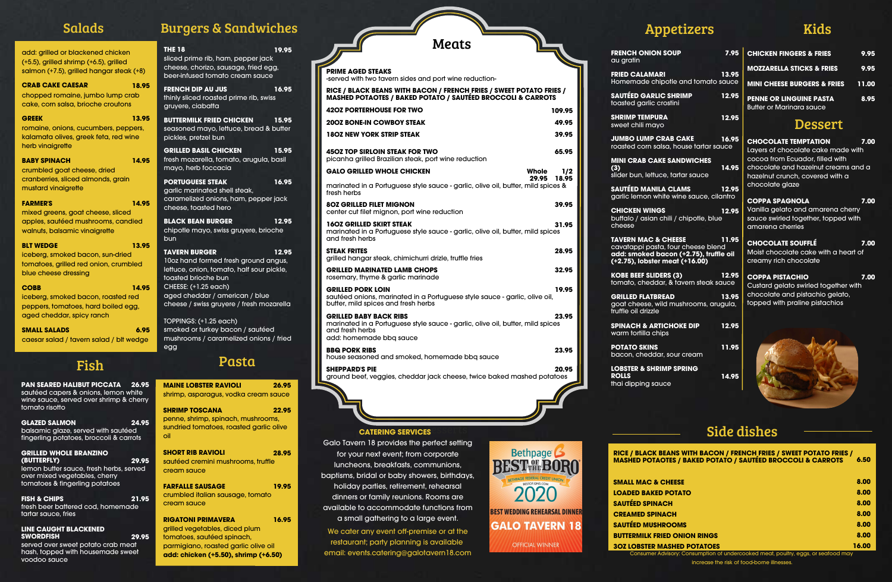## Salads

add: grilled or blackened chicken (+5.5), grilled shrimp (+6.5), grilled salmon (+7.5), grilled hangar steak (+8)

**CRAB CAKE CAESAR** 18.95
chopped romaine, jumbo lump crab cake, corn salsa, brioche croutons

**GREEK** 13.95
romaine, onions, cucumbers, peppers, kalamata olives, greek feta, red wine herb vinaigrette

**BABY SPINACH** 14.95
crumbled goat cheese, dried cranberries, sliced almonds, grain mustard vinaigrette

**FARMER'S** 14.95
mixed greens, goat cheese, sliced apples, sautéed mushrooms, candied walnuts, balsamic vinaigrette

**BLT WEDGE** 13.95
iceberg, smoked bacon, sun-dried tomatoes, grilled red onion, crumbled blue cheese dressing

**COBB** 14.95
iceberg, smoked bacon, roasted red peppers, tomatoes, hard boiled egg, aged cheddar, spicy ranch

**SMALL SALADS** 6.95
caesar salad / tavern salad / blt wedge

## Burgers & Sandwiches

**THE 18** 19.95
sliced prime rib, ham, pepper jack cheese, chorizo, sausage, fried egg, beer-infused tomato cream sauce

**FRENCH DIP AU JUS** 16.95
thinly sliced roasted prime rib, swiss gruyere, ciabatta

**BUTTERMILK FRIED CHICKEN** 15.95
seasoned mayo, lettuce, bread & butter pickles, pretzel bun

**GRILLED BASIL CHICKEN** 15.95
fresh mozarella, tomato, arugula, basil mayo, herb foccacia

**PORTUGUESE STEAK** 16.95
garlic marinated shell steak, caramelized onions, ham, pepper jack cheese, toasted hero

**BLACK BEAN BURGER** 12.95
chipotle mayo, swiss gruyere, brioche bun

**TAVERN BURGER** 12.95
10oz hand formed fresh ground angus, lettuce, onion, tomato, half sour pickle, toasted brioche bun
CHEESE: (+1.25 each)
aged cheddar / american / blue cheese / swiss gruyere / fresh mozarella

TOPPINGS: (+1.25 each)
smoked or turkey bacon / sautéed mushrooms / carmelized onions / fried egg

## Fish

**PAN SEARED HALIBUT PICCATA** 26.95
sautéed capers & onions, lemon white wine sauce, served over shrimp & cherry tomato risotto

**GLAZED SALMON** 24.95
balsamic glaze, served with sautéed fingerling potatoes, broccoli & carrots

**GRILLED WHOLE BRANZINO (BUTTERFLY)** 29.95
lemon butter sauce, fresh herbs, served over mixed vegetables, cherry tomatoes & fingerling potatoes

**FISH & CHIPS** 21.95
fresh beer battered cod, homemade tartar sauce, fries

**LINE CAUGHT BLACKENED SWORDFISH** 29.95
served over sweet potato crab meat hash, topped with housemade sweet voodoo sauce

## Pasta

**MAINE LOBSTER RAVIOLI** 26.95
shrimp, asparagus, vodka cream sauce

**SHRIMP TOSCANA** 22.95
penne, shrimp, spinach, mushrooms, sundried tomatoes, roasted garlic olive oil

**SHORT RIB RAVIOLI** 28.95
sautéed cremini mushrooms, truffle cream sauce

**FARFALLE SAUSAGE** 19.95
crumbled italian sausage, tomato cream sauce

**RIGATONI PRIMAVERA** 16.95
grilled vegetables, diced plum tomatoes, sautéed spinach, parmigiano, roasted garlic olive oil
**add: chicken (+5.50), shrimp (+6.50)**

## Meats

**PRIME AGED STEAKS**
-served with two tavern sides and port wine reduction-

**RICE / BLACK BEANS WITH BACON / FRENCH FRIES / SWEET POTATO FRIES / MASHED POTATOES / BAKED POTATO / SAUTÉED BROCCOLI & CARROTS**

**42OZ PORTERHOUSE FOR TWO** 109.95

**20OZ BONE-IN COWBOY STEAK** 49.95

**18OZ NEW YORK STRIP STEAK** 39.95

**45OZ TOP SIRLOIN STEAK FOR TWO** 65.95
picanha grilled Brazilian steak, port wine reduction

**GALO GRILLED WHOLE CHICKEN** Whole 29.95 / 1/2 18.95
marinated in a Portuguese style sauce - garlic, olive oil, butter, mild spices & fresh herbs

**8OZ GRILLED FILET MIGNON** 39.95
center cut filet mignon, port wine reduction

**16OZ GRILLED SKIRT STEAK** 31.95
marinated in a Portuguese style sauce - garlic, olive oil, butter, mild spices and fresh herbs

**STEAK FRITES** 28.95
grilled hangar steak, chimichurri drizle, truffle fries

**GRILLED MARINATED LAMB CHOPS** 32.95
rosemary, thyme & garlic marinade

**GRILLED PORK LOIN** 19.95
sautéed onions, marinated in a Portuguese style sauce - garlic, olive oil, butter, mild spices and fresh herbs

**GRILLED BABY BACK RIBS** 23.95
marinated in a Portuguese style sauce - garlic, olive oil, butter, mild spices and fresh herbs
add: homemade bbq sauce

**BBQ PORK RIBS** 23.95
house seasoned and smoked, homemade bbq sauce

**SHEPPARD'S PIE** 20.95
ground beef, veggies, cheddar jack cheese, twice baked mashed potatoes

### CATERING SERVICES

Galo Tavern 18 provides the perfect setting for your next event; from corporate luncheons, breakfasts, communions, baptisms, bridal or baby showers, birthdays, holiday parties, retirement, rehearsal dinners or family reunions. Rooms are available to accommodate functions from a small gathering to a large event.

We cater any event off-premise or at the restaurant; party planning is available email: events.catering@galotavern18.com

Bethpage BEST OF THE BORO 2020
BETHPAGE FEDERAL CREDIT UNION
BESTOFLIGNS.COM
BEST WEDDING REHEARSAL DINNER
GALO TAVERN 18
OFFICIAL WINNER

## Appetizers

**FRENCH ONION SOUP** 7.95
au gratin

**FRIED CALAMARI** 13.95
Homemade chipotle and tomato sauce

**SAUTÉED GARLIC SHRIMP** 12.95
toasted garlic crostini

**SHRIMP TEMPURA** 12.95
sweet chili mayo

**JUMBO LUMP CRAB CAKE** 16.95
roasted corn salsa, house tartar sauce

**MINI CRAB CAKE SANDWICHES (3)** 14.95
slider bun, lettuce, tartar sauce

**SAUTÉED MANILA CLAMS** 12.95
garlic lemon white wine sauce, cilantro

**CHICKEN WINGS** 12.95
buffalo / asian chili / chipotle, blue cheese

**TAVERN MAC & CHEESE** 11.95
cavatappi pasta, four cheese blend
**add: smoked bacon (+2.75), truffle oil (+2.75), lobster meat (+16.00)**

**KOBE BEEF SLIDERS (3)** 12.95
tomato, cheddar, & tavern steak sauce

**GRILLED FLATBREAD** 13.95
goat cheese, wild mushrooms, arugula, truffle oil drizzle

**SPINACH & ARTICHOKE DIP** 12.95
warm tortilla chips

**POTATO SKINS** 11.95
bacon, cheddar, sour cream

**LOBSTER & SHRIMP SPRING ROLLS** 14.95
thai dipping sauce

## Kids

**CHICKEN FINGERS & FRIES** 9.95

**MOZZARELLA STICKS & FRIES** 9.95

**MINI CHEESE BURGERS & FRIES** 11.00

**PENNE OR LINGUINE PASTA** 8.95
Butter or Marinara sauce

## Dessert

**CHOCOLATE TEMPTATION** 7.00
Layers of chocolate cake made with cocoa from Ecuador, filled with chocolate and hazelnut creams and a hazelnut crunch, covered with a chocolate glaze

**COPPA SPAGNOLA** 7.00
Vanilla gelato and amarena cherry sauce swirled together, topped with amarena cherries

**CHOCOLATE SOUFFLÉ** 7.00
Moist chocolate cake with a heart of creamy rich chocolate

**COPPA PISTACHIO** 7.00
Custard gelato swirled together with chocolate and pistachio gelato, topped with praline pistachios

## Side dishes

**RICE / BLACK BEANS WITH BACON / FRENCH FRIES / SWEET POTATO FRIES / MASHED POTATOES / BAKED POTATO / SAUTÉED BROCCOLI & CARROTS** 6.50

**SMALL MAC & CHEESE** 8.00

**LOADED BAKED POTATO** 8.00

**SAUTÉED SPINACH** 8.00

**CREAMED SPINACH** 8.00

**SAUTÉED MUSHROOMS** 8.00

**BUTTERMILK FRIED ONION RINGS** 8.00

**3OZ LOBSTER MASHED POTATOES** 16.00

Consumer Advisory: Consumption of undercooked meat, poultry, eggs, or seafood may increase the risk of food-borne illnesses.